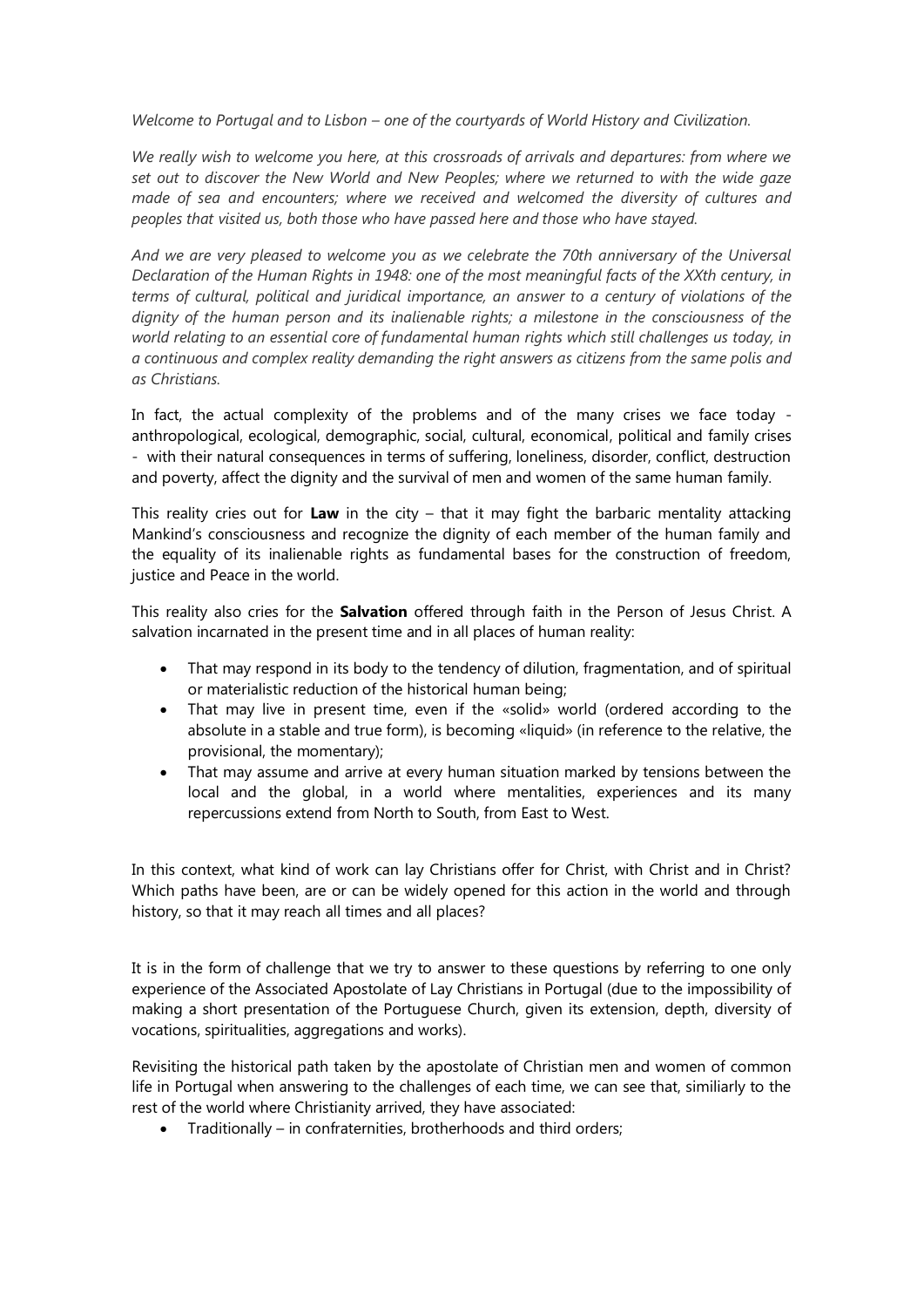*Welcome to Portugal and to Lisbon – one of the courtyards of World History and Civilization.*

*We really wish to welcome you here, at this crossroads of arrivals and departures: from where we set out to discover the New World and New Peoples; where we returned to with the wide gaze made of sea and encounters; where we received and welcomed the diversity of cultures and peoples that visited us, both those who have passed here and those who have stayed.*

*And we are very pleased to welcome you as we celebrate the 70th anniversary of the Universal Declaration of the Human Rights in 1948: one of the most meaningful facts of the XXth century, in terms of cultural, political and juridical importance, an answer to a century of violations of the dignity of the human person and its inalienable rights; a milestone in the consciousness of the world relating to an essential core of fundamental human rights which still challenges us today, in a continuous and complex reality demanding the right answers as citizens from the same polis and as Christians.*

In fact, the actual complexity of the problems and of the many crises we face today - anthropological, ecological, demographic, social, cultural, economical, political and family crises - with their natural consequences in terms of suffering, loneliness, disorder, conflict, destruction and poverty, affect the dignity and the survival of men and women of the same human family.

This reality cries out for **Law** in the city – that it may fight the barbaric mentality attacking Mankind's consciousness and recognize the dignity of each member of the human family and the equality of its inalienable rights as fundamental bases for the construction of freedom, justice and Peace in the world.

This reality also cries for the **Salvation** offered through faith in the Person of Jesus Christ. A salvation incarnated in the present time and in all places of human reality:

- That may respond in its body to the tendency of dilution, fragmentation, and of spiritual or materialistic reduction of the historical human being;
- That may live in present time, even if the «solid» world (ordered according to the absolute in a stable and true form), is becoming «liquid» (in reference to the relative, the provisional, the momentary);
- That may assume and arrive at every human situation marked by tensions between the local and the global, in a world where mentalities, experiences and its many repercussions extend from North to South, from East to West.

In this context, what kind of work can lay Christians offer for Christ, with Christ and in Christ? Which paths have been, are or can be widely opened for this action in the world and through history, so that it may reach all times and all places?

It is in the form of challenge that we try to answer to these questions by referring to one only experience of the Associated Apostolate of Lay Christians in Portugal (due to the impossibility of making a short presentation of the Portuguese Church, given its extension, depth, diversity of vocations, spiritualities, aggregations and works).

Revisiting the historical path taken by the apostolate of Christian men and women of common life in Portugal when answering to the challenges of each time, we can see that, similiarly to the rest of the world where Christianity arrived, they have associated:

- Traditionally – in confraternities, brotherhoods and third orders;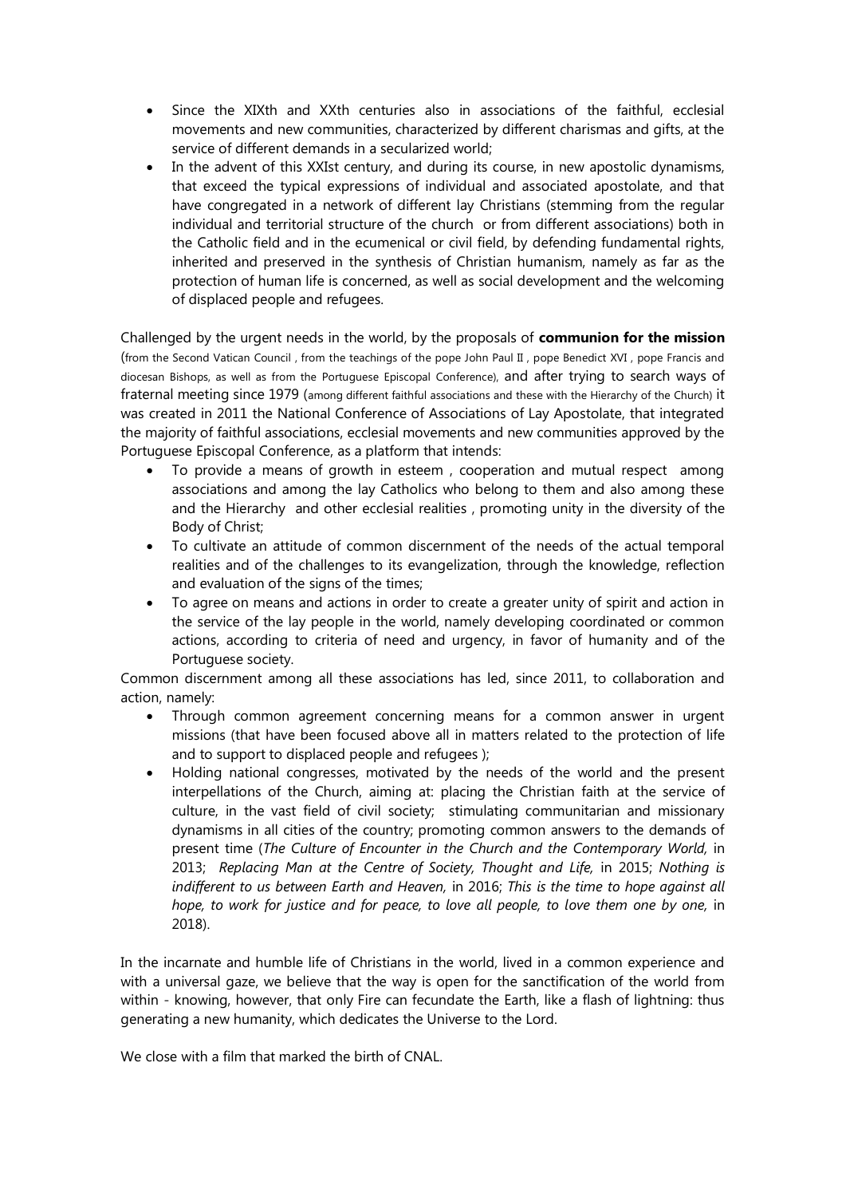- Since the XIXth and XXth centuries also in associations of the faithful, ecclesial movements and new communities, characterized by different charismas and gifts, at the service of different demands in a secularized world;
- In the advent of this XXIst century, and during its course, in new apostolic dynamisms, that exceed the typical expressions of individual and associated apostolate, and that have congregated in a network of different lay Christians (stemming from the regular individual and territorial structure of the church or from different associations) both in the Catholic field and in the ecumenical or civil field, by defending fundamental rights, inherited and preserved in the synthesis of Christian humanism, namely as far as the protection of human life is concerned, as well as social development and the welcoming of displaced people and refugees.

Challenged by the urgent needs in the world, by the proposals of **communion for the mission** (from the Second Vatican Council , from the teachings of the pope John Paul II , pope Benedict XVI , pope Francis and diocesan Bishops, as well as from the Portuguese Episcopal Conference), and after trying to search ways of fraternal meeting since 1979 (among different faithful associations and these with the Hierarchy of the Church) it was created in 2011 the National Conference of Associations of Lay Apostolate, that integrated the majority of faithful associations, ecclesial movements and new communities approved by the Portuguese Episcopal Conference, as a platform that intends:

- To provide a means of growth in esteem , cooperation and mutual respect among associations and among the lay Catholics who belong to them and also among these and the Hierarchy and other ecclesial realities , promoting unity in the diversity of the Body of Christ;
- To cultivate an attitude of common discernment of the needs of the actual temporal realities and of the challenges to its evangelization, through the knowledge, reflection and evaluation of the signs of the times;
- To agree on means and actions in order to create a greater unity of spirit and action in the service of the lay people in the world, namely developing coordinated or common actions, according to criteria of need and urgency, in favor of humanity and of the Portuguese society.

Common discernment among all these associations has led, since 2011, to collaboration and action, namely:

- Through common agreement concerning means for a common answer in urgent missions (that have been focused above all in matters related to the protection of life and to support to displaced people and refugees );
- Holding national congresses, motivated by the needs of the world and the present interpellations of the Church, aiming at: placing the Christian faith at the service of culture, in the vast field of civil society; stimulating communitarian and missionary dynamisms in all cities of the country; promoting common answers to the demands of present time (*The Culture of Encounter in the Church and the Contemporary World,* in 2013; *Replacing Man at the Centre of Society, Thought and Life,* in 2015; *Nothing is indifferent to us between Earth and Heaven,* in 2016; *This is the time to hope against all hope, to work for justice and for peace, to love all people, to love them one by one,* in 2018).

In the incarnate and humble life of Christians in the world, lived in a common experience and with a universal gaze, we believe that the way is open for the sanctification of the world from within - knowing, however, that only Fire can fecundate the Earth, like a flash of lightning: thus generating a new humanity, which dedicates the Universe to the Lord.

We close with a film that marked the birth of CNAL.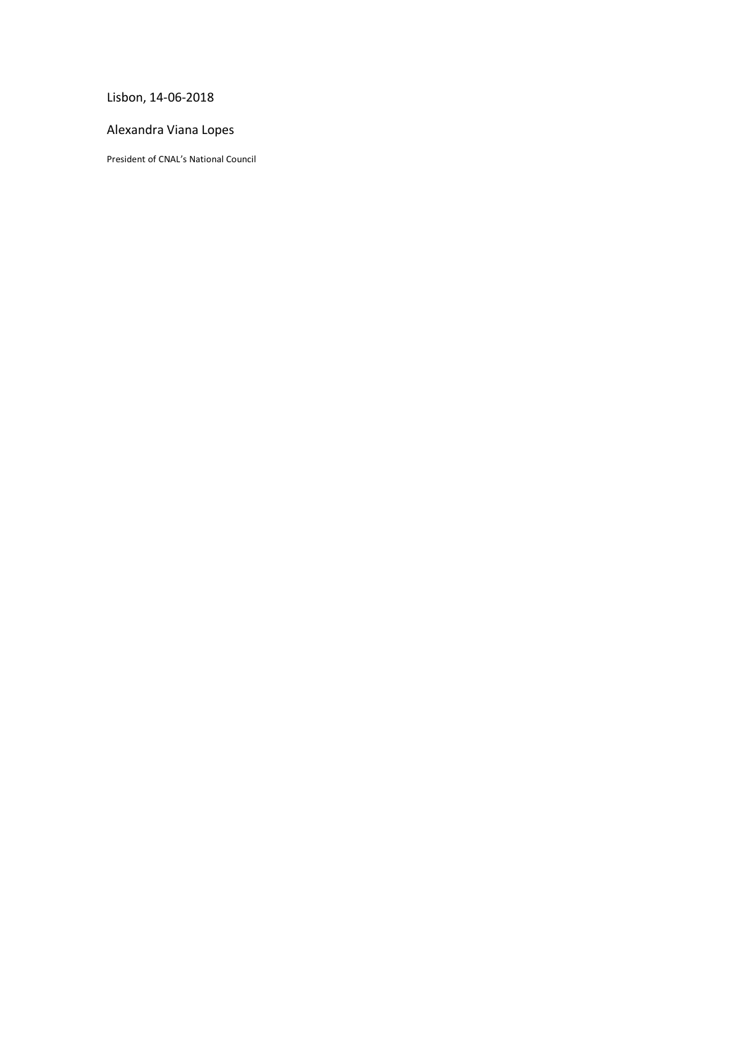Lisbon, 14-06-2018

Alexandra Viana Lopes

President of CNAL's National Council